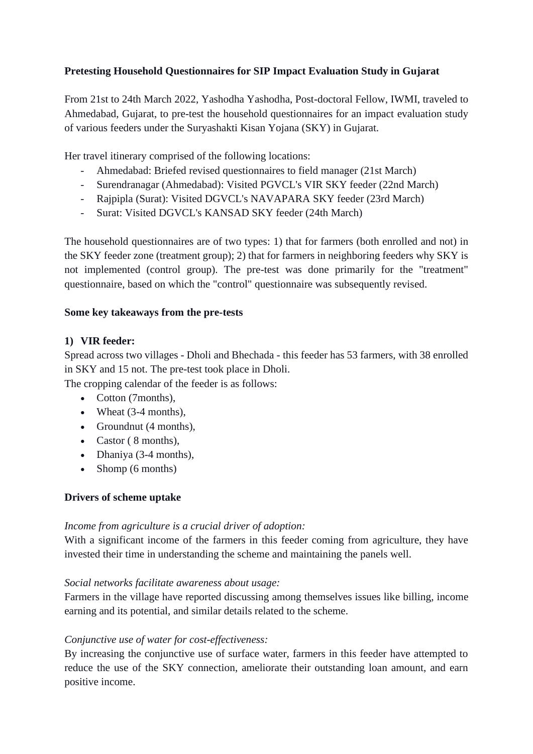**Pretesting Household Questionnaires for SIP Impact Evaluation Study in Gujarat**

From 21st to 24th March 2022, Yashodha Yashodha, Post-doctoral Fellow, IWMI, traveled to Ahmedabad, Gujarat, to pre-test the household questionnaires for an impact evaluation study of various feeders under the Suryashakti Kisan Yojana (SKY) in Gujarat.

Her travel itinerary comprised of the following locations:

- Ahmedabad: Briefed revised questionnaires to field manager (21st March)
- Surendranagar (Ahmedabad): Visited PGVCL's VIR SKY feeder (22nd March)
- Rajpipla (Surat): Visited DGVCL's NAVAPARA SKY feeder (23rd March)
- Surat: Visited DGVCL's KANSAD SKY feeder (24th March)

The household questionnaires are of two types: 1) that for farmers (both enrolled and not) in the SKY feeder zone (treatment group); 2) that for farmers in neighboring feeders why SKY is not implemented (control group). The pre-test was done primarily for the "treatment" questionnaire, based on which the "control" questionnaire was subsequently revised.

**Some key takeaways from the pre-tests**

**1) VIR feeder:**

Spread across two villages - Dholi and Bhechada - this feeder has 53 farmers, with 38 enrolled in SKY and 15 not. The pre-test took place in Dholi.

The cropping calendar of the feeder is as follows:

- Cotton (7months),
- Wheat (3-4 months),
- Groundnut (4 months),
- Castor ( 8 months),
- Dhaniya (3-4 months),
- Shomp (6 months)

**Drivers of scheme uptake**

*Income from agriculture is a crucial driver of adoption:*

With a significant income of the farmers in this feeder coming from agriculture, they have invested their time in understanding the scheme and maintaining the panels well.

*Social networks facilitate awareness about usage:*

Farmers in the village have reported discussing among themselves issues like billing, income earning and its potential, and similar details related to the scheme.

*Conjunctive use of water for cost-effectiveness:*

By increasing the conjunctive use of surface water, farmers in this feeder have attempted to reduce the use of the SKY connection, ameliorate their outstanding loan amount, and earn positive income.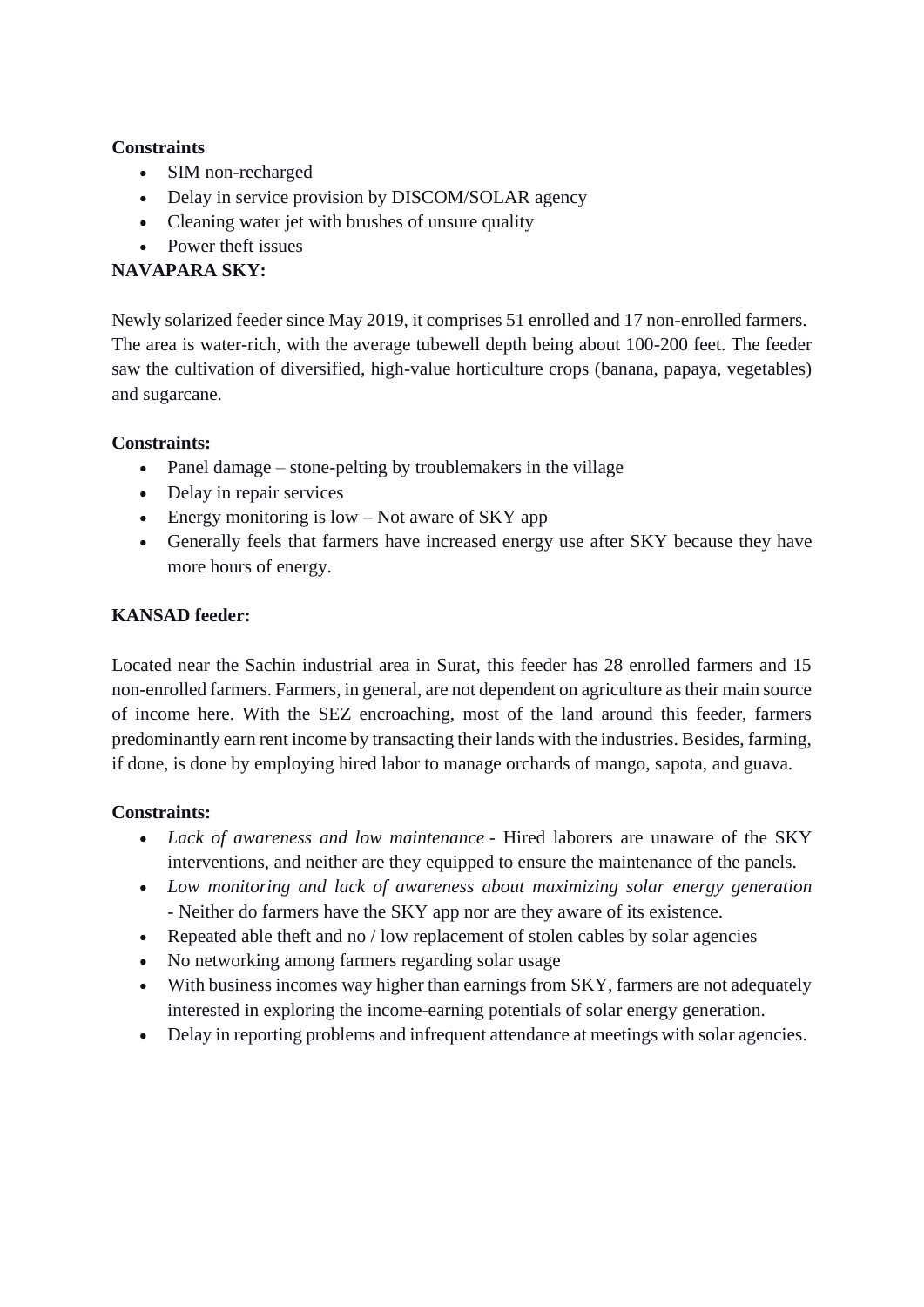**Constraints**

- SIM non-recharged
- Delay in service provision by DISCOM/SOLAR agency
- Cleaning water jet with brushes of unsure quality
- Power theft issues

**NAVAPARA SKY:**

Newly solarized feeder since May 2019, it comprises 51 enrolled and 17 non-enrolled farmers. The area is water-rich, with the average tubewell depth being about 100-200 feet. The feeder saw the cultivation of diversified, high-value horticulture crops (banana, papaya, vegetables) and sugarcane.

**Constraints:**

- Panel damage – stone-pelting by troublemakers in the village
- Delay in repair services
- Energy monitoring is low – Not aware of SKY app
- Generally feels that farmers have increased energy use after SKY because they have more hours of energy.

**KANSAD feeder:**

Located near the Sachin industrial area in Surat, this feeder has 28 enrolled farmers and 15 non-enrolled farmers. Farmers, in general, are not dependent on agriculture as their main source of income here. With the SEZ encroaching, most of the land around this feeder, farmers predominantly earn rent income by transacting their lands with the industries. Besides, farming, if done, is done by employing hired labor to manage orchards of mango, sapota, and guava.

**Constraints:**

- *Lack of awareness and low maintenance* - Hired laborers are unaware of the SKY interventions, and neither are they equipped to ensure the maintenance of the panels.
- *Low monitoring and lack of awareness about maximizing solar energy generation* - Neither do farmers have the SKY app nor are they aware of its existence.
- Repeated able theft and no / low replacement of stolen cables by solar agencies
- No networking among farmers regarding solar usage
- With business incomes way higher than earnings from SKY, farmers are not adequately interested in exploring the income-earning potentials of solar energy generation.
- Delay in reporting problems and infrequent attendance at meetings with solar agencies.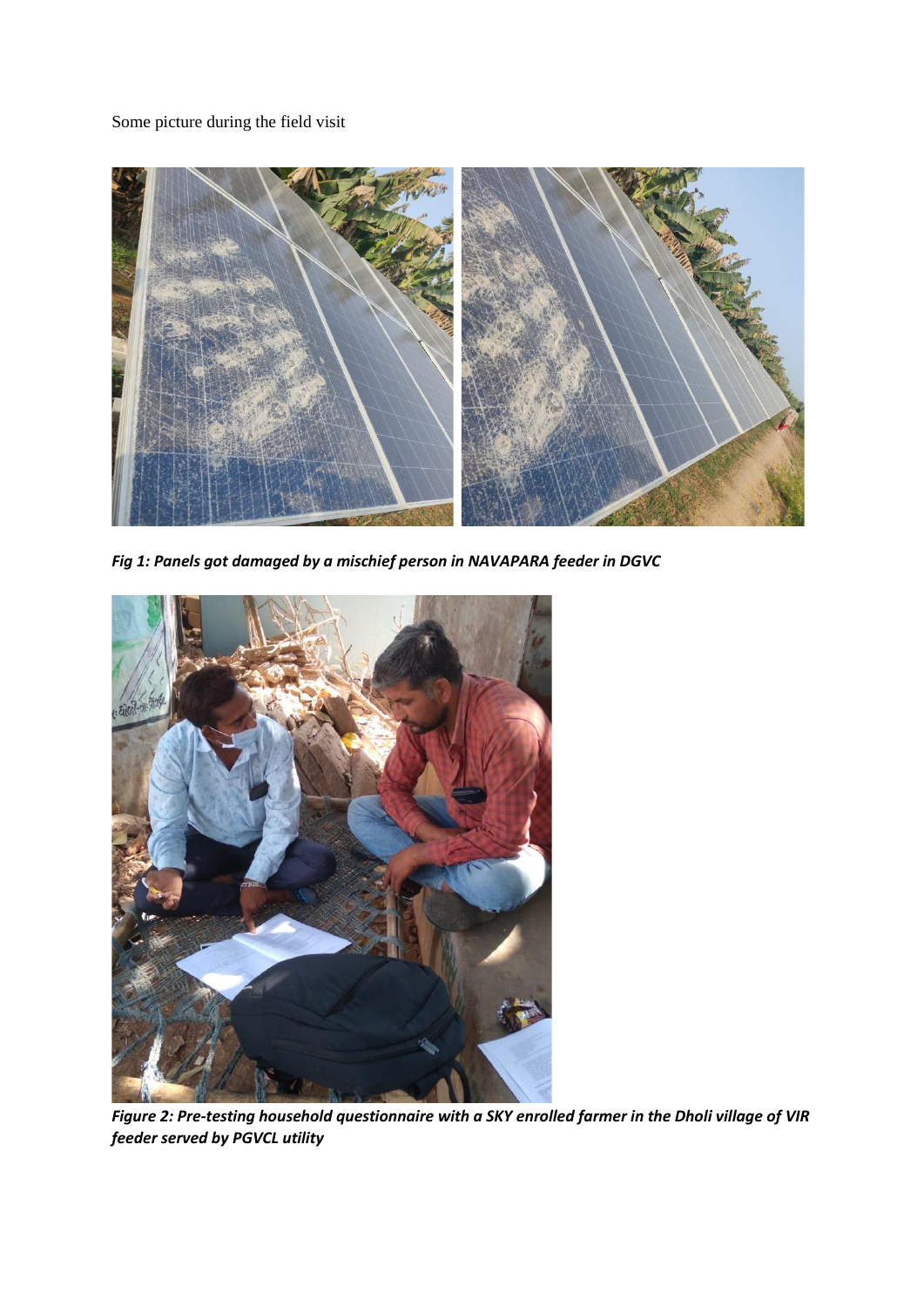Some picture during the field visit

***Fig 1: Panels got damaged by a mischief person in NAVAPARA feeder in DGVC***

***Figure 2: Pre-testing household questionnaire with a SKY enrolled farmer in the Dholi village of VIR feeder served by PGVCL utility***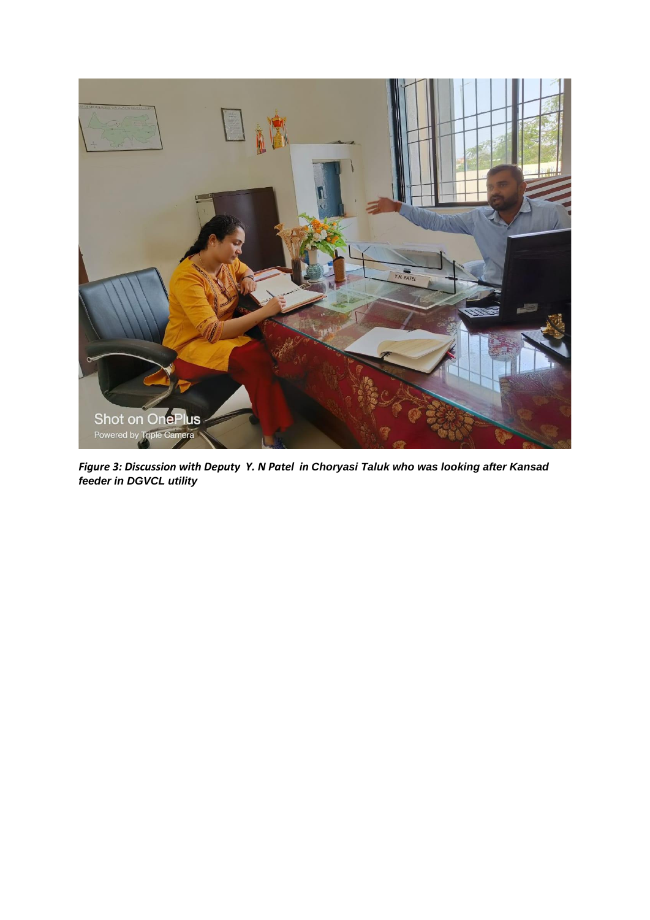*Figure 3: Discussion with Deputy Y. N Patel in Choryasi Taluk who was looking after Kansad feeder in DGVCL utility*